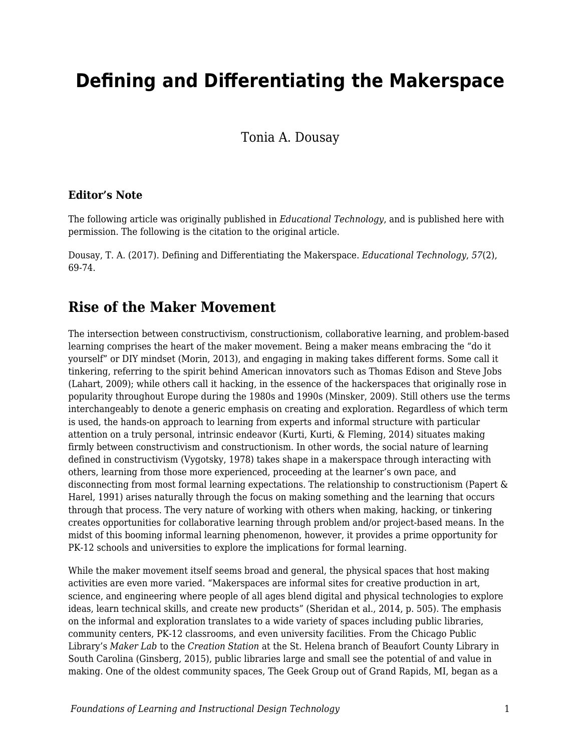# Defining and Differentiating the Makerspace

Tonia A. Dousay

### Editor's Note

The following article was originally published in *Educational Technology*, and is published here with permission. The following is the citation to the original article.

Dousay, T. A. (2017). Defining and Differentiating the Makerspace. *Educational Technology*, *57*(2), 69-74.

## Rise of the Maker Movement

The intersection between constructivism, constructionism, collaborative learning, and problem-based learning comprises the heart of the maker movement. Being a maker means embracing the "do it yourself" or DIY mindset (Morin, 2013), and engaging in making takes different forms. Some call it tinkering, referring to the spirit behind American innovators such as Thomas Edison and Steve Jobs (Lahart, 2009); while others call it hacking, in the essence of the hackerspaces that originally rose in popularity throughout Europe during the 1980s and 1990s (Minsker, 2009). Still others use the terms interchangeably to denote a generic emphasis on creating and exploration. Regardless of which term is used, the hands-on approach to learning from experts and informal structure with particular attention on a truly personal, intrinsic endeavor (Kurti, Kurti, & Fleming, 2014) situates making firmly between constructivism and constructionism. In other words, the social nature of learning defined in constructivism (Vygotsky, 1978) takes shape in a makerspace through interacting with others, learning from those more experienced, proceeding at the learner's own pace, and disconnecting from most formal learning expectations. The relationship to constructionism (Papert & Harel, 1991) arises naturally through the focus on making something and the learning that occurs through that process. The very nature of working with others when making, hacking, or tinkering creates opportunities for collaborative learning through problem and/or project-based means. In the midst of this booming informal learning phenomenon, however, it provides a prime opportunity for PK-12 schools and universities to explore the implications for formal learning.

While the maker movement itself seems broad and general, the physical spaces that host making activities are even more varied. "Makerspaces are informal sites for creative production in art, science, and engineering where people of all ages blend digital and physical technologies to explore ideas, learn technical skills, and create new products" (Sheridan et al., 2014, p. 505). The emphasis on the informal and exploration translates to a wide variety of spaces including public libraries, community centers, PK-12 classrooms, and even university facilities. From the Chicago Public Library's *Maker Lab* to the *Creation Station* at the St. Helena branch of Beaufort County Library in South Carolina (Ginsberg, 2015), public libraries large and small see the potential of and value in making. One of the oldest community spaces, The Geek Group out of Grand Rapids, MI, began as a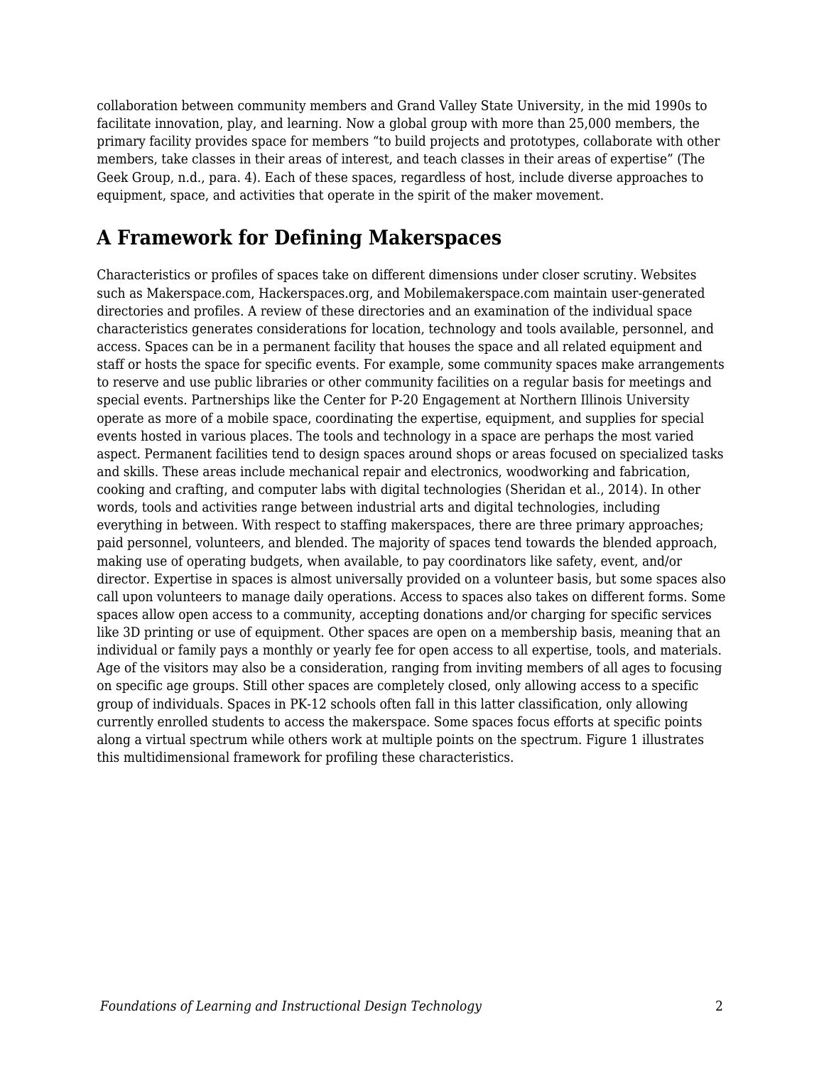collaboration between community members and Grand Valley State University, in the mid 1990s to facilitate innovation, play, and learning. Now a global group with more than 25,000 members, the primary facility provides space for members "to build projects and prototypes, collaborate with other members, take classes in their areas of interest, and teach classes in their areas of expertise" (The Geek Group, n.d., para. 4). Each of these spaces, regardless of host, include diverse approaches to equipment, space, and activities that operate in the spirit of the maker movement.

## A Framework for Defining Makerspaces

Characteristics or profiles of spaces take on different dimensions under closer scrutiny. Websites such as Makerspace.com, Hackerspaces.org, and Mobilemakerspace.com maintain user-generated directories and profiles. A review of these directories and an examination of the individual space characteristics generates considerations for location, technology and tools available, personnel, and access. Spaces can be in a permanent facility that houses the space and all related equipment and staff or hosts the space for specific events. For example, some community spaces make arrangements to reserve and use public libraries or other community facilities on a regular basis for meetings and special events. Partnerships like the Center for P-20 Engagement at Northern Illinois University operate as more of a mobile space, coordinating the expertise, equipment, and supplies for special events hosted in various places. The tools and technology in a space are perhaps the most varied aspect. Permanent facilities tend to design spaces around shops or areas focused on specialized tasks and skills. These areas include mechanical repair and electronics, woodworking and fabrication, cooking and crafting, and computer labs with digital technologies (Sheridan et al., 2014). In other words, tools and activities range between industrial arts and digital technologies, including everything in between. With respect to staffing makerspaces, there are three primary approaches; paid personnel, volunteers, and blended. The majority of spaces tend towards the blended approach, making use of operating budgets, when available, to pay coordinators like safety, event, and/or director. Expertise in spaces is almost universally provided on a volunteer basis, but some spaces also call upon volunteers to manage daily operations. Access to spaces also takes on different forms. Some spaces allow open access to a community, accepting donations and/or charging for specific services like 3D printing or use of equipment. Other spaces are open on a membership basis, meaning that an individual or family pays a monthly or yearly fee for open access to all expertise, tools, and materials. Age of the visitors may also be a consideration, ranging from inviting members of all ages to focusing on specific age groups. Still other spaces are completely closed, only allowing access to a specific group of individuals. Spaces in PK-12 schools often fall in this latter classification, only allowing currently enrolled students to access the makerspace. Some spaces focus efforts at specific points along a virtual spectrum while others work at multiple points on the spectrum. Figure 1 illustrates this multidimensional framework for profiling these characteristics.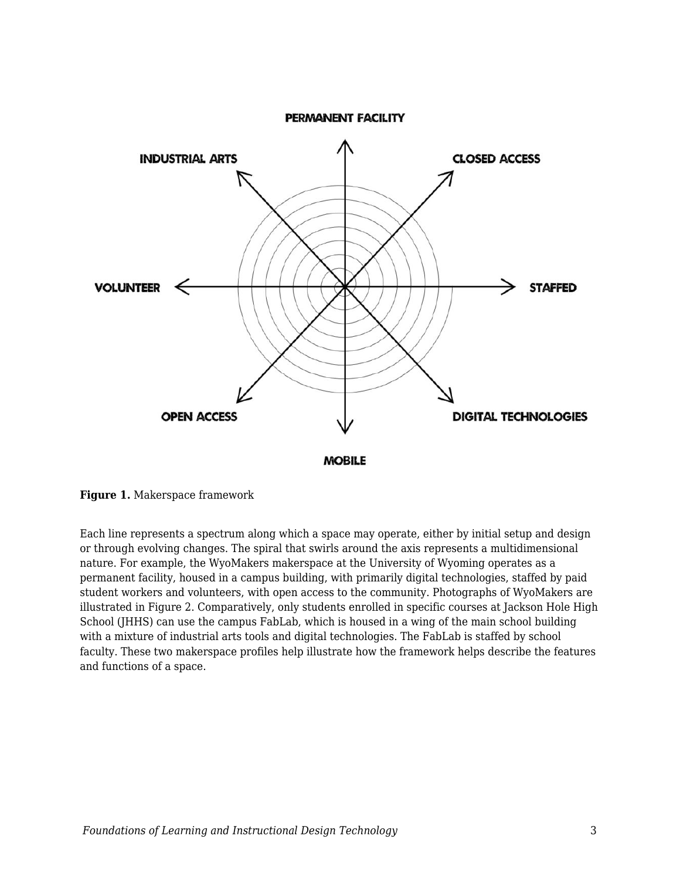PERMANENT FACILITY

INDUSTRIAL ARTS

CLOSED ACCESS

VOLUNTEER

STAFFED

OPEN ACCESS

DIGITAL TECHNOLOGIES

MOBILE

**Figure 1.** Makerspace framework

Each line represents a spectrum along which a space may operate, either by initial setup and design or through evolving changes. The spiral that swirls around the axis represents a multidimensional nature. For example, the WyoMakers makerspace at the University of Wyoming operates as a permanent facility, housed in a campus building, with primarily digital technologies, staffed by paid student workers and volunteers, with open access to the community. Photographs of WyoMakers are illustrated in Figure 2. Comparatively, only students enrolled in specific courses at Jackson Hole High School (JHHS) can use the campus FabLab, which is housed in a wing of the main school building with a mixture of industrial arts tools and digital technologies. The FabLab is staffed by school faculty. These two makerspace profiles help illustrate how the framework helps describe the features and functions of a space.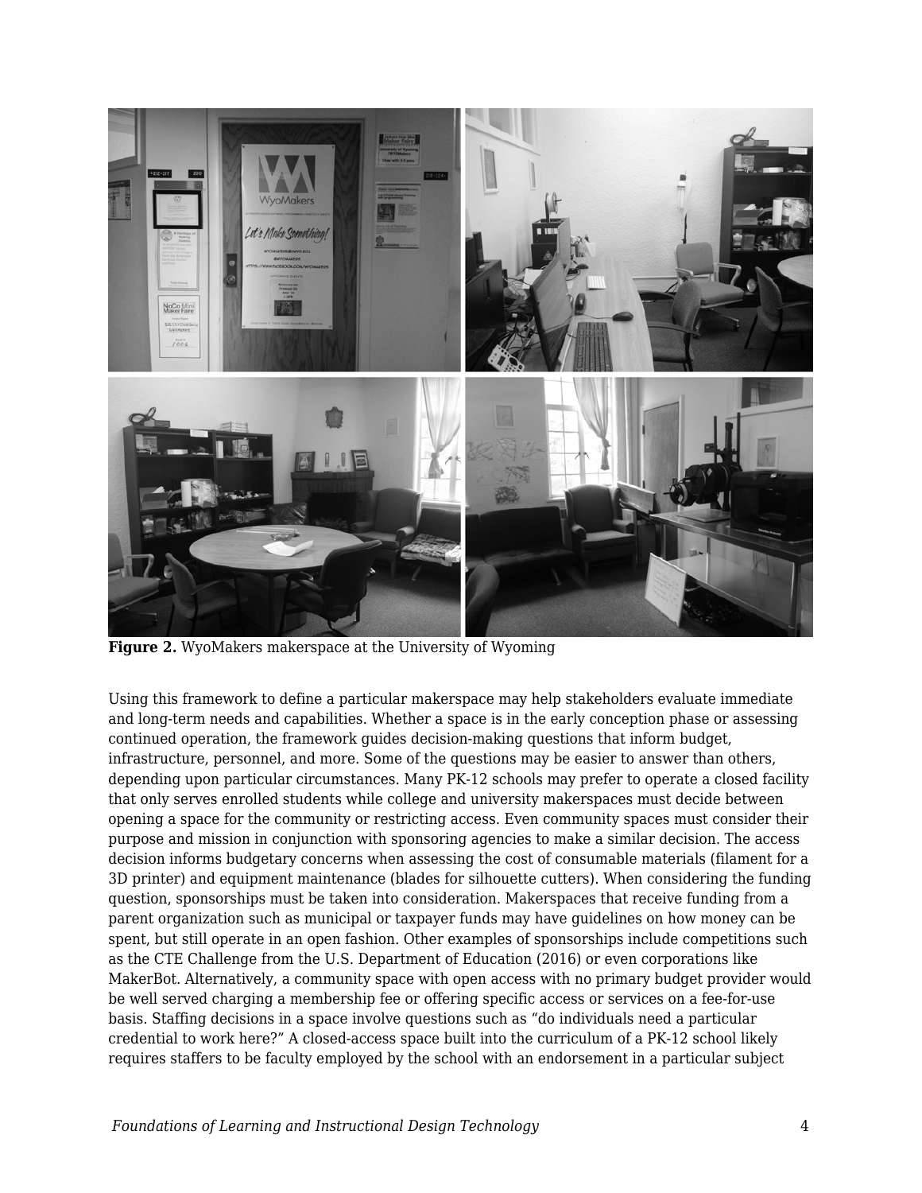**Figure 2.** WyoMakers makerspace at the University of Wyoming

Using this framework to define a particular makerspace may help stakeholders evaluate immediate and long-term needs and capabilities. Whether a space is in the early conception phase or assessing continued operation, the framework guides decision-making questions that inform budget, infrastructure, personnel, and more. Some of the questions may be easier to answer than others, depending upon particular circumstances. Many PK-12 schools may prefer to operate a closed facility that only serves enrolled students while college and university makerspaces must decide between opening a space for the community or restricting access. Even community spaces must consider their purpose and mission in conjunction with sponsoring agencies to make a similar decision. The access decision informs budgetary concerns when assessing the cost of consumable materials (filament for a 3D printer) and equipment maintenance (blades for silhouette cutters). When considering the funding question, sponsorships must be taken into consideration. Makerspaces that receive funding from a parent organization such as municipal or taxpayer funds may have guidelines on how money can be spent, but still operate in an open fashion. Other examples of sponsorships include competitions such as the CTE Challenge from the U.S. Department of Education (2016) or even corporations like MakerBot. Alternatively, a community space with open access with no primary budget provider would be well served charging a membership fee or offering specific access or services on a fee-for-use basis. Staffing decisions in a space involve questions such as "do individuals need a particular credential to work here?" A closed-access space built into the curriculum of a PK-12 school likely requires staffers to be faculty employed by the school with an endorsement in a particular subject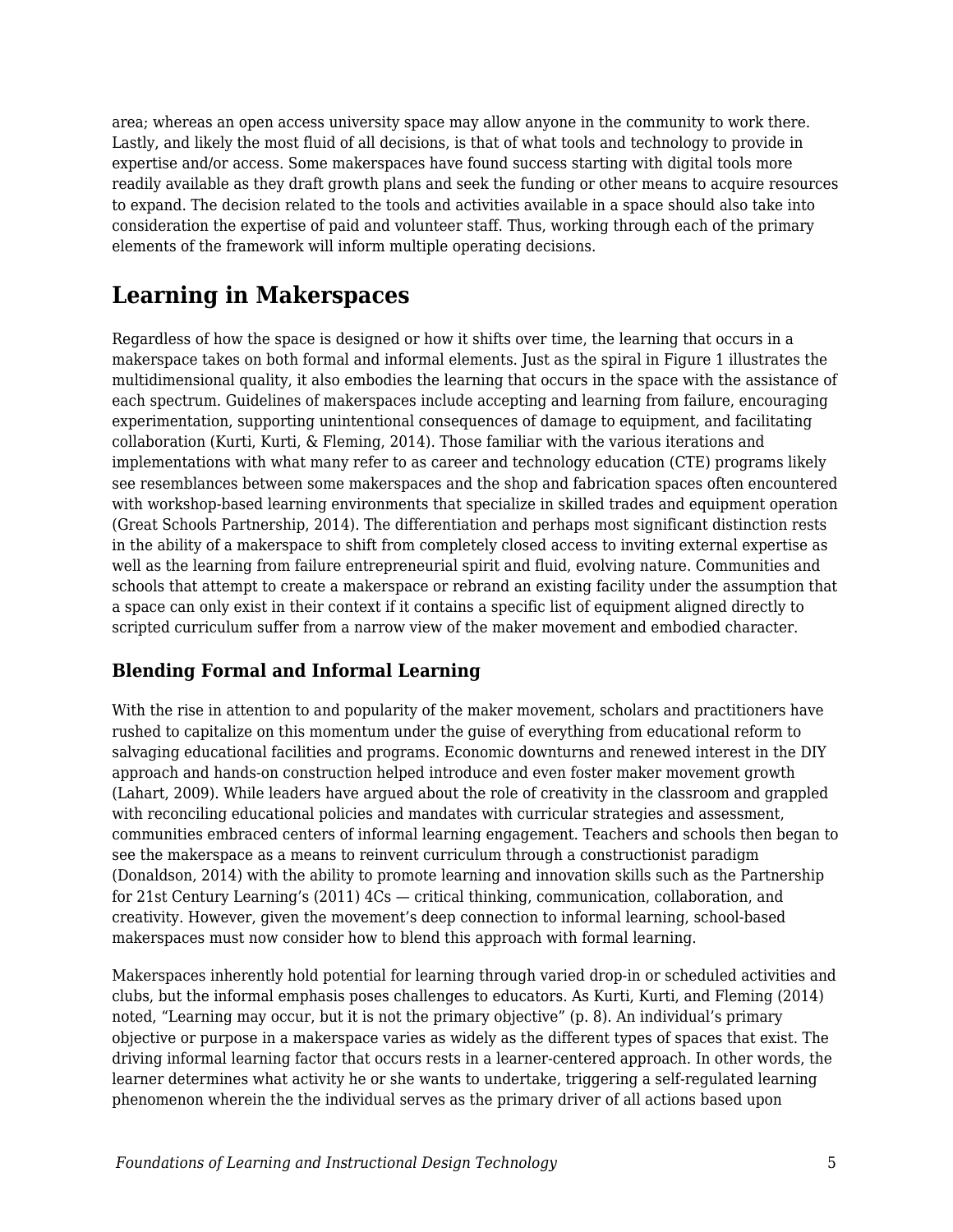area; whereas an open access university space may allow anyone in the community to work there. Lastly, and likely the most fluid of all decisions, is that of what tools and technology to provide in expertise and/or access. Some makerspaces have found success starting with digital tools more readily available as they draft growth plans and seek the funding or other means to acquire resources to expand. The decision related to the tools and activities available in a space should also take into consideration the expertise of paid and volunteer staff. Thus, working through each of the primary elements of the framework will inform multiple operating decisions.

## Learning in Makerspaces

Regardless of how the space is designed or how it shifts over time, the learning that occurs in a makerspace takes on both formal and informal elements. Just as the spiral in Figure 1 illustrates the multidimensional quality, it also embodies the learning that occurs in the space with the assistance of each spectrum. Guidelines of makerspaces include accepting and learning from failure, encouraging experimentation, supporting unintentional consequences of damage to equipment, and facilitating collaboration (Kurti, Kurti, & Fleming, 2014). Those familiar with the various iterations and implementations with what many refer to as career and technology education (CTE) programs likely see resemblances between some makerspaces and the shop and fabrication spaces often encountered with workshop-based learning environments that specialize in skilled trades and equipment operation (Great Schools Partnership, 2014). The differentiation and perhaps most significant distinction rests in the ability of a makerspace to shift from completely closed access to inviting external expertise as well as the learning from failure entrepreneurial spirit and fluid, evolving nature. Communities and schools that attempt to create a makerspace or rebrand an existing facility under the assumption that a space can only exist in their context if it contains a specific list of equipment aligned directly to scripted curriculum suffer from a narrow view of the maker movement and embodied character.

### Blending Formal and Informal Learning

With the rise in attention to and popularity of the maker movement, scholars and practitioners have rushed to capitalize on this momentum under the guise of everything from educational reform to salvaging educational facilities and programs. Economic downturns and renewed interest in the DIY approach and hands-on construction helped introduce and even foster maker movement growth (Lahart, 2009). While leaders have argued about the role of creativity in the classroom and grappled with reconciling educational policies and mandates with curricular strategies and assessment, communities embraced centers of informal learning engagement. Teachers and schools then began to see the makerspace as a means to reinvent curriculum through a constructionist paradigm (Donaldson, 2014) with the ability to promote learning and innovation skills such as the Partnership for 21st Century Learning's (2011) 4Cs — critical thinking, communication, collaboration, and creativity. However, given the movement's deep connection to informal learning, school-based makerspaces must now consider how to blend this approach with formal learning.

Makerspaces inherently hold potential for learning through varied drop-in or scheduled activities and clubs, but the informal emphasis poses challenges to educators. As Kurti, Kurti, and Fleming (2014) noted, "Learning may occur, but it is not the primary objective" (p. 8). An individual's primary objective or purpose in a makerspace varies as widely as the different types of spaces that exist. The driving informal learning factor that occurs rests in a learner-centered approach. In other words, the learner determines what activity he or she wants to undertake, triggering a self-regulated learning phenomenon wherein the the individual serves as the primary driver of all actions based upon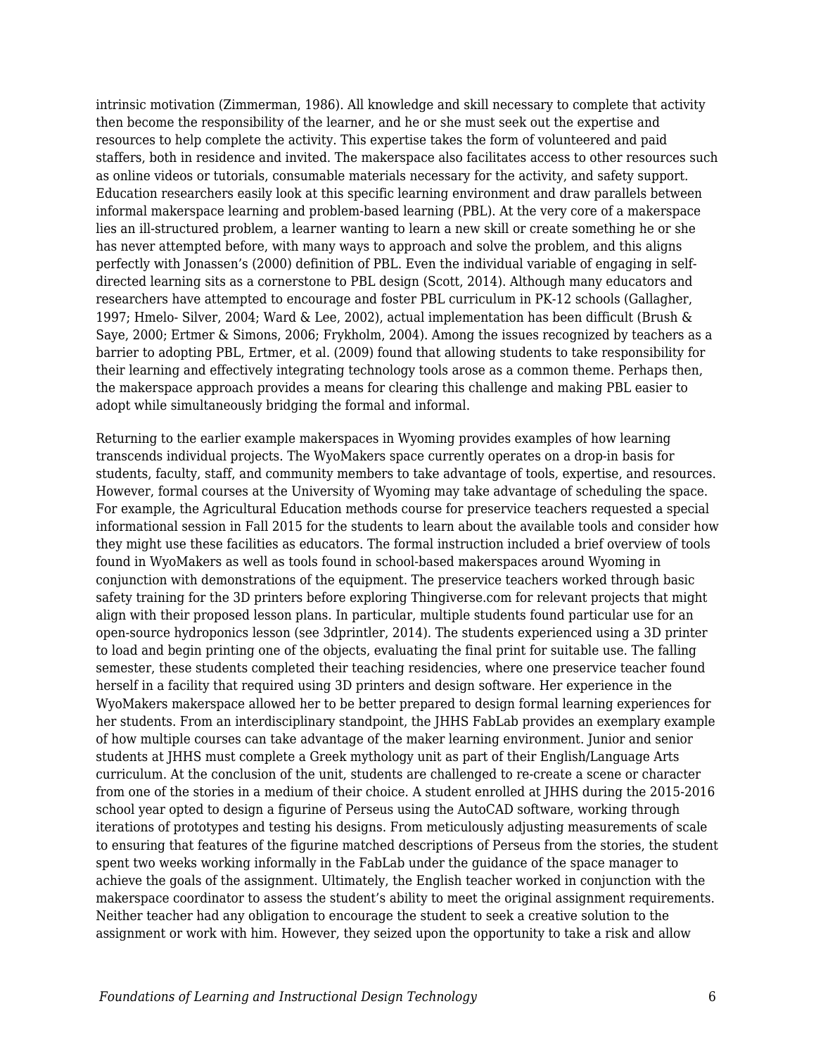intrinsic motivation (Zimmerman, 1986). All knowledge and skill necessary to complete that activity then become the responsibility of the learner, and he or she must seek out the expertise and resources to help complete the activity. This expertise takes the form of volunteered and paid staffers, both in residence and invited. The makerspace also facilitates access to other resources such as online videos or tutorials, consumable materials necessary for the activity, and safety support. Education researchers easily look at this specific learning environment and draw parallels between informal makerspace learning and problem-based learning (PBL). At the very core of a makerspace lies an ill-structured problem, a learner wanting to learn a new skill or create something he or she has never attempted before, with many ways to approach and solve the problem, and this aligns perfectly with Jonassen's (2000) definition of PBL. Even the individual variable of engaging in self-directed learning sits as a cornerstone to PBL design (Scott, 2014). Although many educators and researchers have attempted to encourage and foster PBL curriculum in PK-12 schools (Gallagher, 1997; Hmelo- Silver, 2004; Ward & Lee, 2002), actual implementation has been difficult (Brush & Saye, 2000; Ertmer & Simons, 2006; Frykholm, 2004). Among the issues recognized by teachers as a barrier to adopting PBL, Ertmer, et al. (2009) found that allowing students to take responsibility for their learning and effectively integrating technology tools arose as a common theme. Perhaps then, the makerspace approach provides a means for clearing this challenge and making PBL easier to adopt while simultaneously bridging the formal and informal.

Returning to the earlier example makerspaces in Wyoming provides examples of how learning transcends individual projects. The WyoMakers space currently operates on a drop-in basis for students, faculty, staff, and community members to take advantage of tools, expertise, and resources. However, formal courses at the University of Wyoming may take advantage of scheduling the space. For example, the Agricultural Education methods course for preservice teachers requested a special informational session in Fall 2015 for the students to learn about the available tools and consider how they might use these facilities as educators. The formal instruction included a brief overview of tools found in WyoMakers as well as tools found in school-based makerspaces around Wyoming in conjunction with demonstrations of the equipment. The preservice teachers worked through basic safety training for the 3D printers before exploring Thingiverse.com for relevant projects that might align with their proposed lesson plans. In particular, multiple students found particular use for an open-source hydroponics lesson (see 3dprintler, 2014). The students experienced using a 3D printer to load and begin printing one of the objects, evaluating the final print for suitable use. The falling semester, these students completed their teaching residencies, where one preservice teacher found herself in a facility that required using 3D printers and design software. Her experience in the WyoMakers makerspace allowed her to be better prepared to design formal learning experiences for her students. From an interdisciplinary standpoint, the JHHS FabLab provides an exemplary example of how multiple courses can take advantage of the maker learning environment. Junior and senior students at JHHS must complete a Greek mythology unit as part of their English/Language Arts curriculum. At the conclusion of the unit, students are challenged to re-create a scene or character from one of the stories in a medium of their choice. A student enrolled at JHHS during the 2015-2016 school year opted to design a figurine of Perseus using the AutoCAD software, working through iterations of prototypes and testing his designs. From meticulously adjusting measurements of scale to ensuring that features of the figurine matched descriptions of Perseus from the stories, the student spent two weeks working informally in the FabLab under the guidance of the space manager to achieve the goals of the assignment. Ultimately, the English teacher worked in conjunction with the makerspace coordinator to assess the student's ability to meet the original assignment requirements. Neither teacher had any obligation to encourage the student to seek a creative solution to the assignment or work with him. However, they seized upon the opportunity to take a risk and allow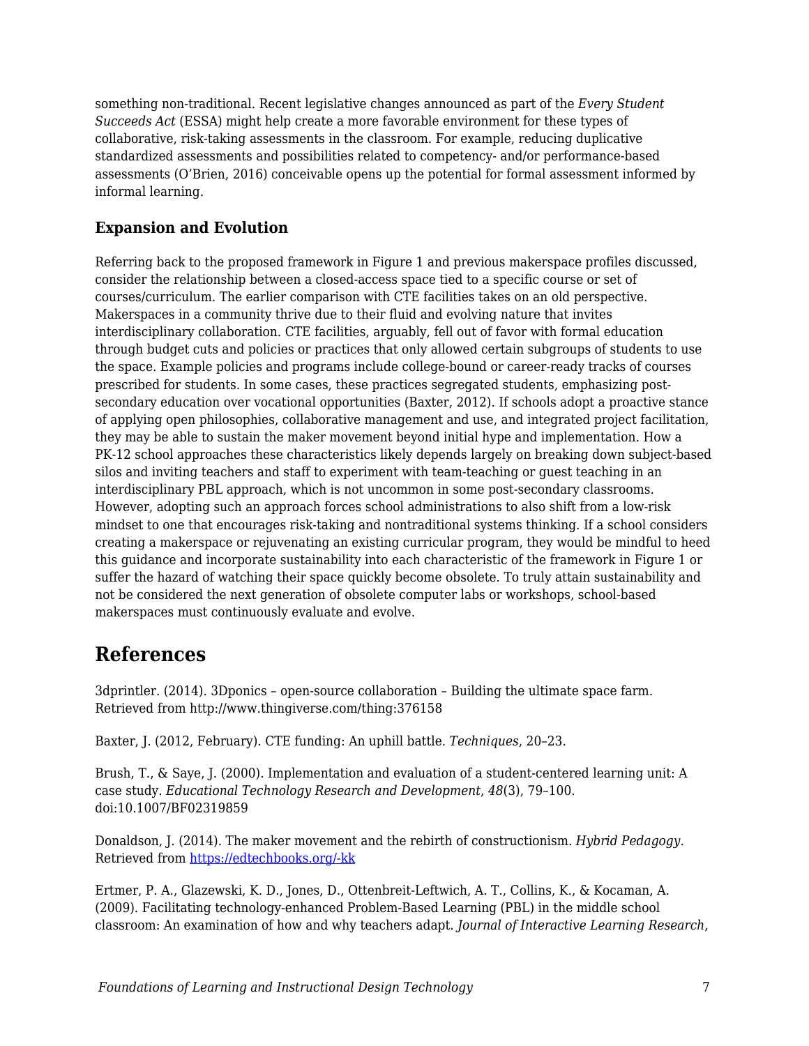something non-traditional. Recent legislative changes announced as part of the *Every Student Succeeds Act* (ESSA) might help create a more favorable environment for these types of collaborative, risk-taking assessments in the classroom. For example, reducing duplicative standardized assessments and possibilities related to competency- and/or performance-based assessments (O'Brien, 2016) conceivable opens up the potential for formal assessment informed by informal learning.

### Expansion and Evolution

Referring back to the proposed framework in Figure 1 and previous makerspace profiles discussed, consider the relationship between a closed-access space tied to a specific course or set of courses/curriculum. The earlier comparison with CTE facilities takes on an old perspective. Makerspaces in a community thrive due to their fluid and evolving nature that invites interdisciplinary collaboration. CTE facilities, arguably, fell out of favor with formal education through budget cuts and policies or practices that only allowed certain subgroups of students to use the space. Example policies and programs include college-bound or career-ready tracks of courses prescribed for students. In some cases, these practices segregated students, emphasizing post-secondary education over vocational opportunities (Baxter, 2012). If schools adopt a proactive stance of applying open philosophies, collaborative management and use, and integrated project facilitation, they may be able to sustain the maker movement beyond initial hype and implementation. How a PK-12 school approaches these characteristics likely depends largely on breaking down subject-based silos and inviting teachers and staff to experiment with team-teaching or guest teaching in an interdisciplinary PBL approach, which is not uncommon in some post-secondary classrooms. However, adopting such an approach forces school administrations to also shift from a low-risk mindset to one that encourages risk-taking and nontraditional systems thinking. If a school considers creating a makerspace or rejuvenating an existing curricular program, they would be mindful to heed this guidance and incorporate sustainability into each characteristic of the framework in Figure 1 or suffer the hazard of watching their space quickly become obsolete. To truly attain sustainability and not be considered the next generation of obsolete computer labs or workshops, school-based makerspaces must continuously evaluate and evolve.

## References

3dprintler. (2014). 3Dponics – open-source collaboration – Building the ultimate space farm. Retrieved from http://www.thingiverse.com/thing:376158

Baxter, J. (2012, February). CTE funding: An uphill battle. *Techniques*, 20–23.

Brush, T., & Saye, J. (2000). Implementation and evaluation of a student-centered learning unit: A case study. *Educational Technology Research and Development*, *48*(3), 79–100. doi:10.1007/BF02319859

Donaldson, J. (2014). The maker movement and the rebirth of constructionism. *Hybrid Pedagogy*. Retrieved from [https://edtechbooks.org/-kk](https://edtechbooks.org/-kk)

Ertmer, P. A., Glazewski, K. D., Jones, D., Ottenbreit-Leftwich, A. T., Collins, K., & Kocaman, A. (2009). Facilitating technology-enhanced Problem-Based Learning (PBL) in the middle school classroom: An examination of how and why teachers adapt. *Journal of Interactive Learning Research*,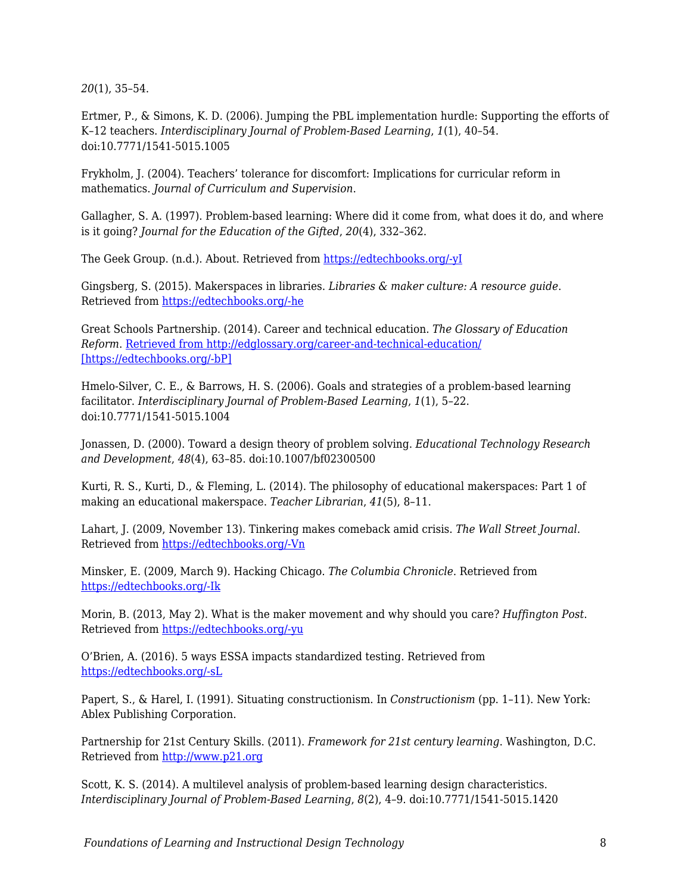*20*(1), 35–54.

Ertmer, P., & Simons, K. D. (2006). Jumping the PBL implementation hurdle: Supporting the efforts of K–12 teachers. *Interdisciplinary Journal of Problem-Based Learning*, *1*(1), 40–54. doi:10.7771/1541-5015.1005

Frykholm, J. (2004). Teachers' tolerance for discomfort: Implications for curricular reform in mathematics. *Journal of Curriculum and Supervision*.

Gallagher, S. A. (1997). Problem-based learning: Where did it come from, what does it do, and where is it going? *Journal for the Education of the Gifted*, *20*(4), 332–362.

The Geek Group. (n.d.). About. Retrieved from [https://edtechbooks.org/-yI](https://edtechbooks.org/-yI)

Gingsberg, S. (2015). Makerspaces in libraries. *Libraries & maker culture: A resource guide*. Retrieved from [https://edtechbooks.org/-he](https://edtechbooks.org/-he)

Great Schools Partnership. (2014). Career and technical education. *The Glossary of Education Reform*. [Retrieved from http://edglossary.org/career-and-technical-education/ [https://edtechbooks.org/-bP]](https://edtechbooks.org/-bP)

Hmelo-Silver, C. E., & Barrows, H. S. (2006). Goals and strategies of a problem-based learning facilitator. *Interdisciplinary Journal of Problem-Based Learning*, *1*(1), 5–22. doi:10.7771/1541-5015.1004

Jonassen, D. (2000). Toward a design theory of problem solving. *Educational Technology Research and Development*, *48*(4), 63–85. doi:10.1007/bf02300500

Kurti, R. S., Kurti, D., & Fleming, L. (2014). The philosophy of educational makerspaces: Part 1 of making an educational makerspace. *Teacher Librarian*, *41*(5), 8–11.

Lahart, J. (2009, November 13). Tinkering makes comeback amid crisis. *The Wall Street Journal*. Retrieved from [https://edtechbooks.org/-Vn](https://edtechbooks.org/-Vn)

Minsker, E. (2009, March 9). Hacking Chicago. *The Columbia Chronicle*. Retrieved from [https://edtechbooks.org/-Ik](https://edtechbooks.org/-Ik)

Morin, B. (2013, May 2). What is the maker movement and why should you care? *Huffington Post*. Retrieved from [https://edtechbooks.org/-yu](https://edtechbooks.org/-yu)

O'Brien, A. (2016). 5 ways ESSA impacts standardized testing. Retrieved from [https://edtechbooks.org/-sL](https://edtechbooks.org/-sL)

Papert, S., & Harel, I. (1991). Situating constructionism. In *Constructionism* (pp. 1–11). New York: Ablex Publishing Corporation.

Partnership for 21st Century Skills. (2011). *Framework for 21st century learning*. Washington, D.C. Retrieved from [http://www.p21.org](http://www.p21.org)

Scott, K. S. (2014). A multilevel analysis of problem-based learning design characteristics. *Interdisciplinary Journal of Problem-Based Learning*, *8*(2), 4–9. doi:10.7771/1541-5015.1420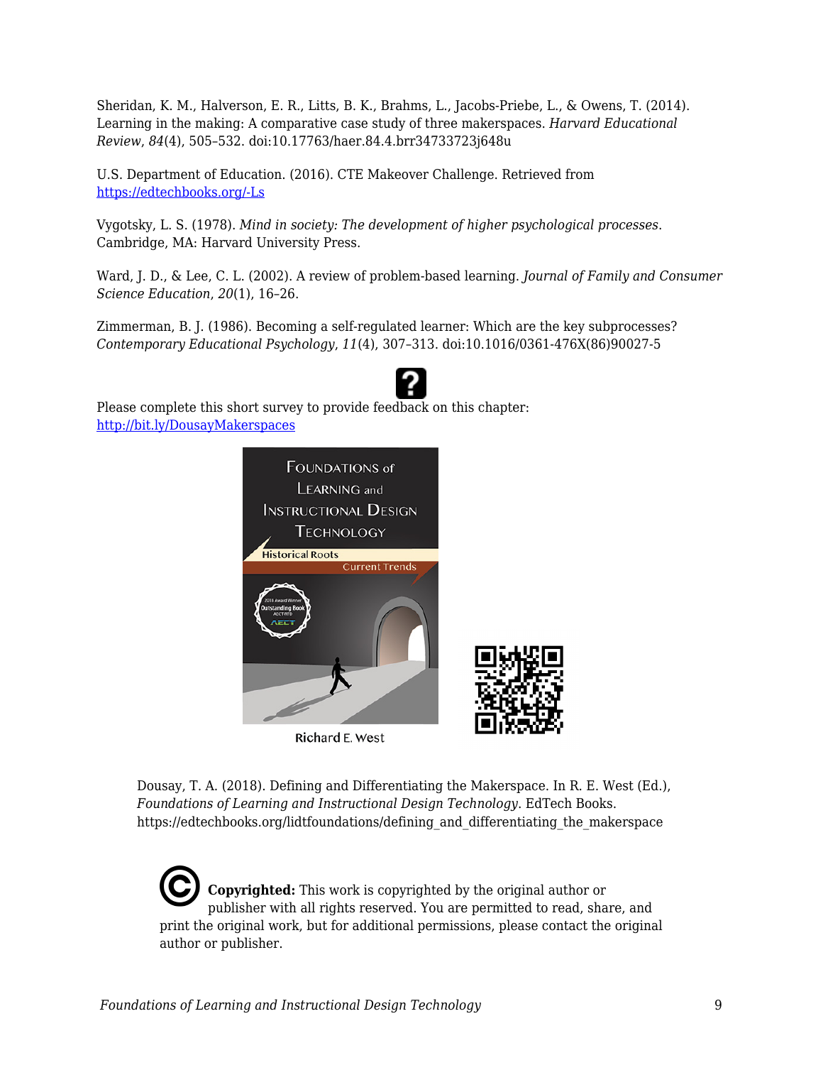Sheridan, K. M., Halverson, E. R., Litts, B. K., Brahms, L., Jacobs-Priebe, L., & Owens, T. (2014). Learning in the making: A comparative case study of three makerspaces. *Harvard Educational Review*, *84*(4), 505–532. doi:10.17763/haer.84.4.brr34733723j648u

U.S. Department of Education. (2016). CTE Makeover Challenge. Retrieved from [https://edtechbooks.org/-Ls](https://edtechbooks.org/-Ls)

Vygotsky, L. S. (1978). *Mind in society: The development of higher psychological processes*. Cambridge, MA: Harvard University Press.

Ward, J. D., & Lee, C. L. (2002). A review of problem-based learning. *Journal of Family and Consumer Science Education*, *20*(1), 16–26.

Zimmerman, B. J. (1986). Becoming a self-regulated learner: Which are the key subprocesses? *Contemporary Educational Psychology*, *11*(4), 307–313. doi:10.1016/0361-476X(86)90027-5

Please complete this short survey to provide feedback on this chapter: [http://bit.ly/DousayMakerspaces](http://bit.ly/DousayMakerspaces)

Dousay, T. A. (2018). Defining and Differentiating the Makerspace. In R. E. West (Ed.), *Foundations of Learning and Instructional Design Technology*. EdTech Books. https://edtechbooks.org/lidtfoundations/defining_and_differentiating_the_makerspace

**Copyrighted:** This work is copyrighted by the original author or publisher with all rights reserved. You are permitted to read, share, and print the original work, but for additional permissions, please contact the original author or publisher.